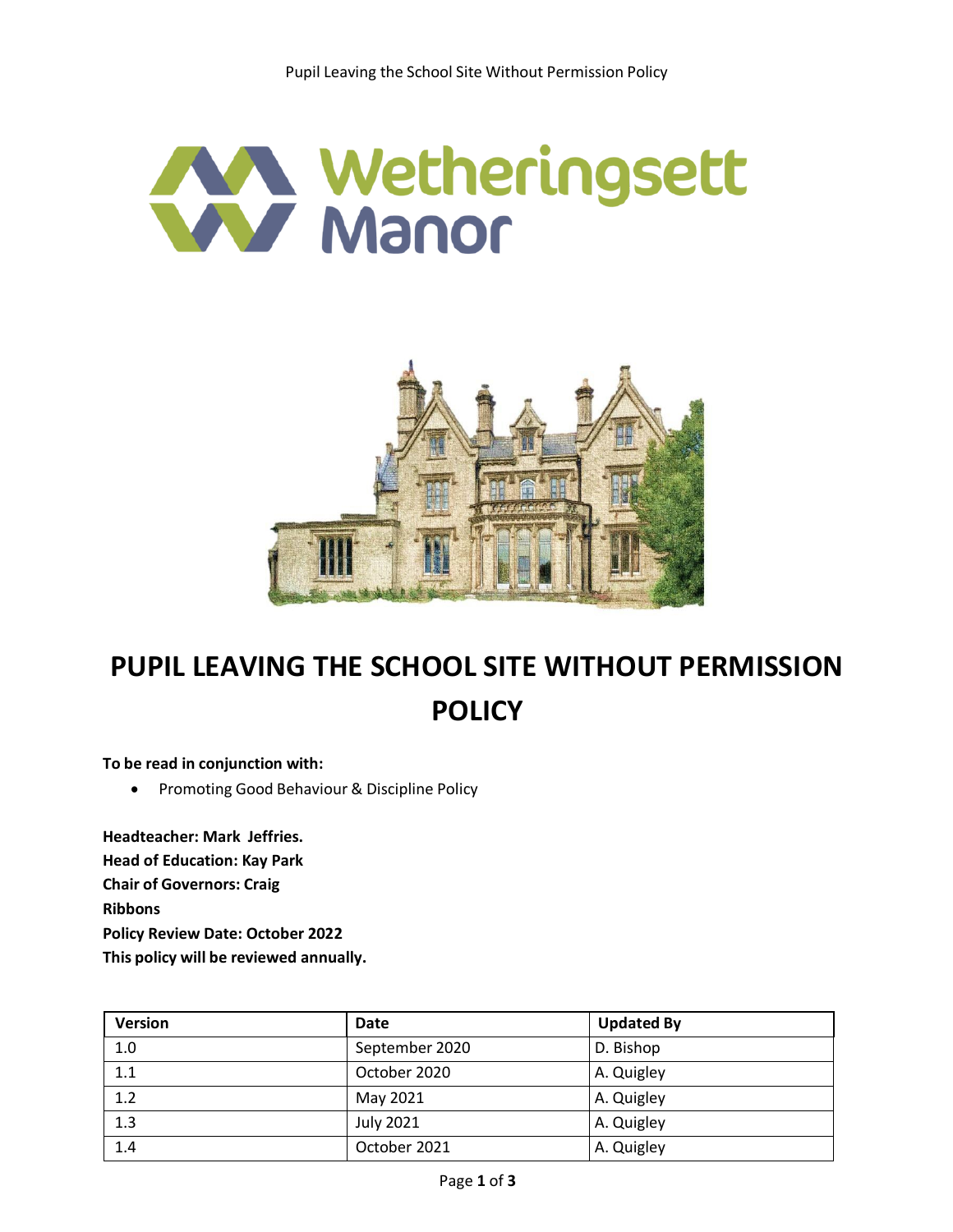# PUPIL LEAVING THE SCHOOL SITE WITHOUT PERMISSION POLICY

**To be read in conjunction with:**

- Promoting Good Behaviour & Discipline Policy

**Headteacher: Mark Jeffries.**
**Head of Education: Kay Park**
**Chair of Governors: Craig Ribbons**
**Policy Review Date: October 2022**
**This policy will be reviewed annually.**

| Version | Date | Updated By |
|---|---|---|
| 1.0 | September 2020 | D. Bishop |
| 1.1 | October 2020 | A. Quigley |
| 1.2 | May 2021 | A. Quigley |
| 1.3 | July 2021 | A. Quigley |
| 1.4 | October 2021 | A. Quigley |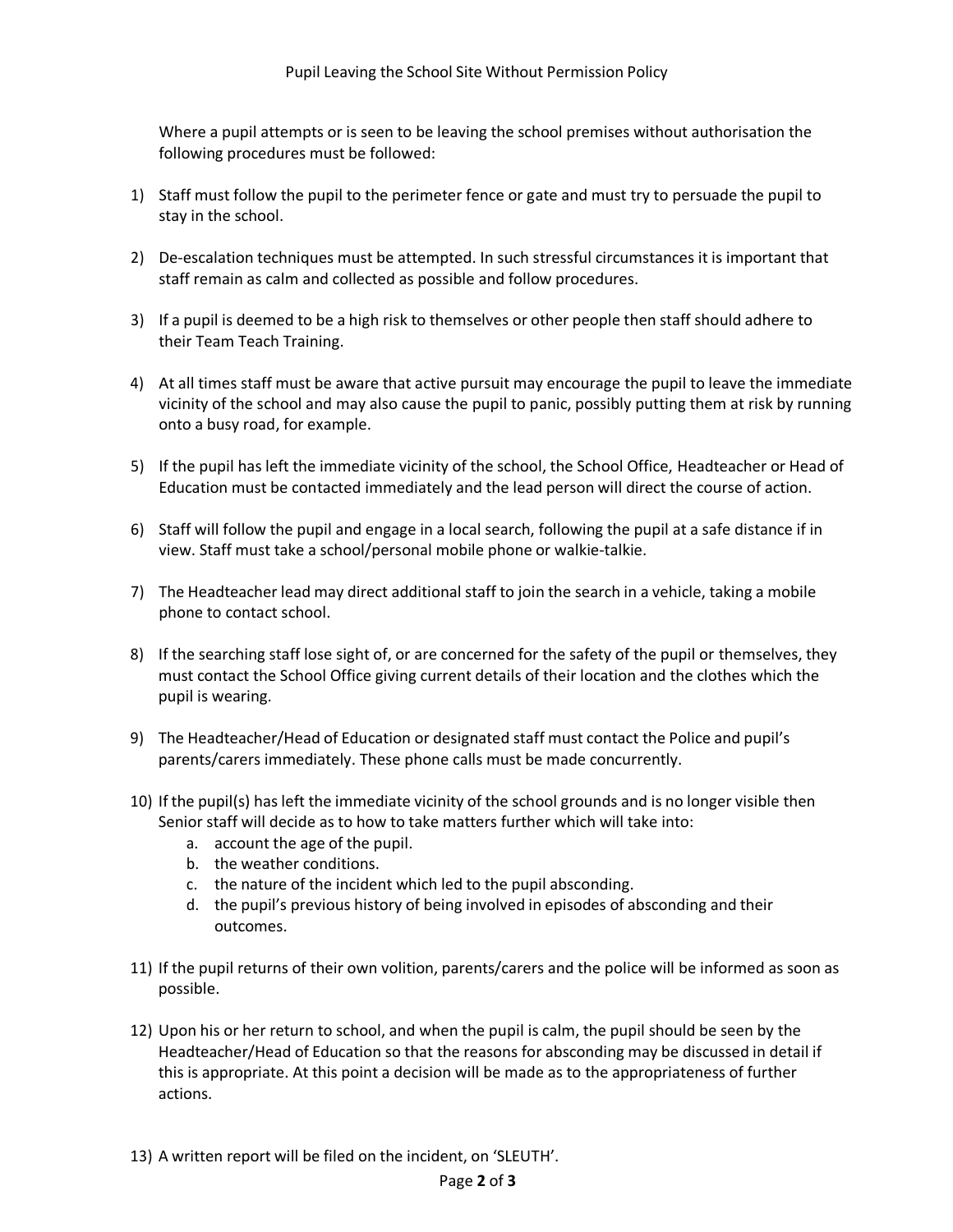Where a pupil attempts or is seen to be leaving the school premises without authorisation the following procedures must be followed:

1) Staff must follow the pupil to the perimeter fence or gate and must try to persuade the pupil to stay in the school.

2) De-escalation techniques must be attempted. In such stressful circumstances it is important that staff remain as calm and collected as possible and follow procedures.

3) If a pupil is deemed to be a high risk to themselves or other people then staff should adhere to their Team Teach Training.

4) At all times staff must be aware that active pursuit may encourage the pupil to leave the immediate vicinity of the school and may also cause the pupil to panic, possibly putting them at risk by running onto a busy road, for example.

5) If the pupil has left the immediate vicinity of the school, the School Office, Headteacher or Head of Education must be contacted immediately and the lead person will direct the course of action.

6) Staff will follow the pupil and engage in a local search, following the pupil at a safe distance if in view. Staff must take a school/personal mobile phone or walkie-talkie.

7) The Headteacher lead may direct additional staff to join the search in a vehicle, taking a mobile phone to contact school.

8) If the searching staff lose sight of, or are concerned for the safety of the pupil or themselves, they must contact the School Office giving current details of their location and the clothes which the pupil is wearing.

9) The Headteacher/Head of Education or designated staff must contact the Police and pupil's parents/carers immediately. These phone calls must be made concurrently.

10) If the pupil(s) has left the immediate vicinity of the school grounds and is no longer visible then Senior staff will decide as to how to take matters further which will take into:
    a. account the age of the pupil.
    b. the weather conditions.
    c. the nature of the incident which led to the pupil absconding.
    d. the pupil's previous history of being involved in episodes of absconding and their outcomes.

11) If the pupil returns of their own volition, parents/carers and the police will be informed as soon as possible.

12) Upon his or her return to school, and when the pupil is calm, the pupil should be seen by the Headteacher/Head of Education so that the reasons for absconding may be discussed in detail if this is appropriate. At this point a decision will be made as to the appropriateness of further actions.

13) A written report will be filed on the incident, on 'SLEUTH'.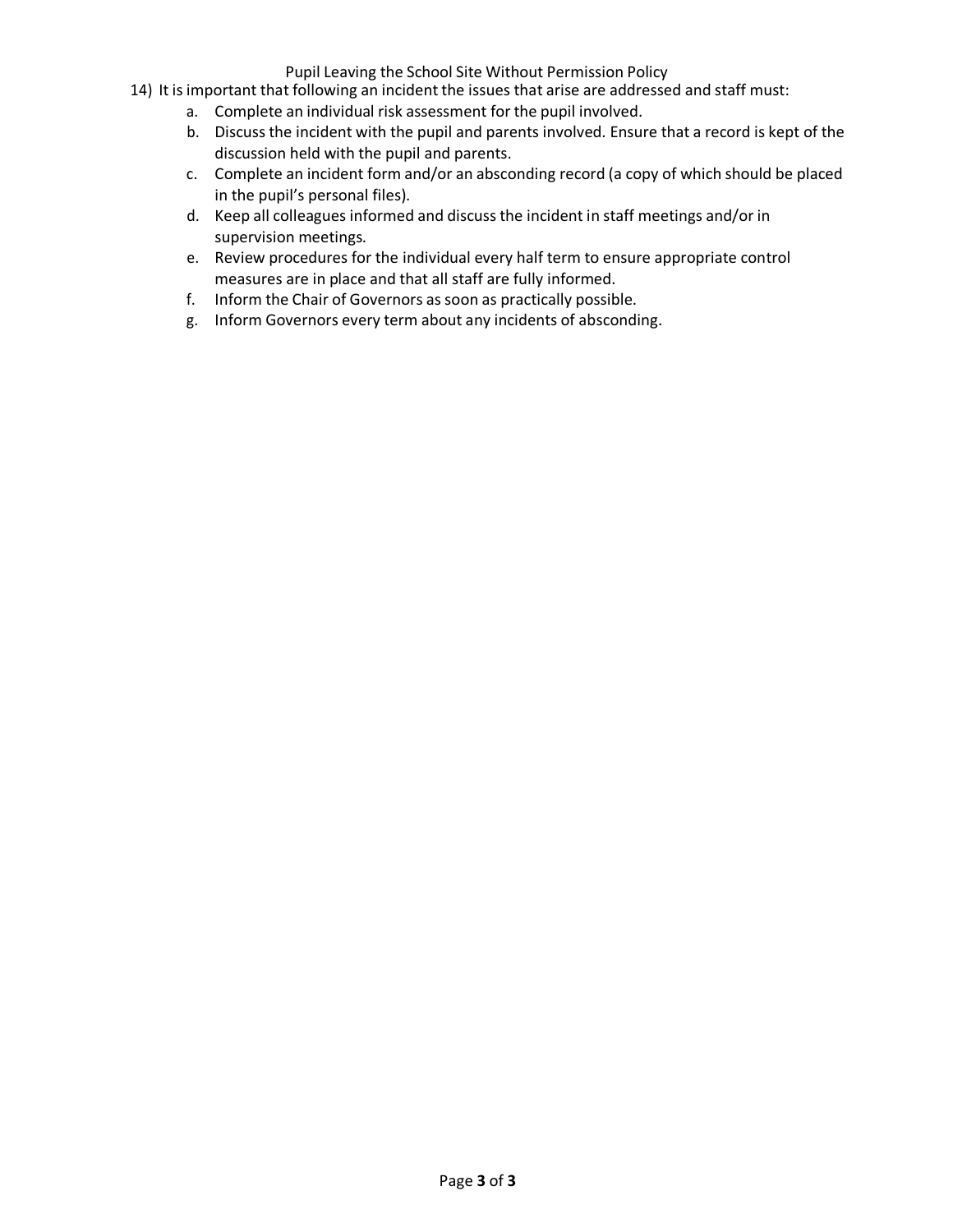14) It is important that following an incident the issues that arise are addressed and staff must:
    a. Complete an individual risk assessment for the pupil involved.
    b. Discuss the incident with the pupil and parents involved. Ensure that a record is kept of the discussion held with the pupil and parents.
    c. Complete an incident form and/or an absconding record (a copy of which should be placed in the pupil's personal files).
    d. Keep all colleagues informed and discuss the incident in staff meetings and/or in supervision meetings.
    e. Review procedures for the individual every half term to ensure appropriate control measures are in place and that all staff are fully informed.
    f. Inform the Chair of Governors as soon as practically possible.
    g. Inform Governors every term about any incidents of absconding.